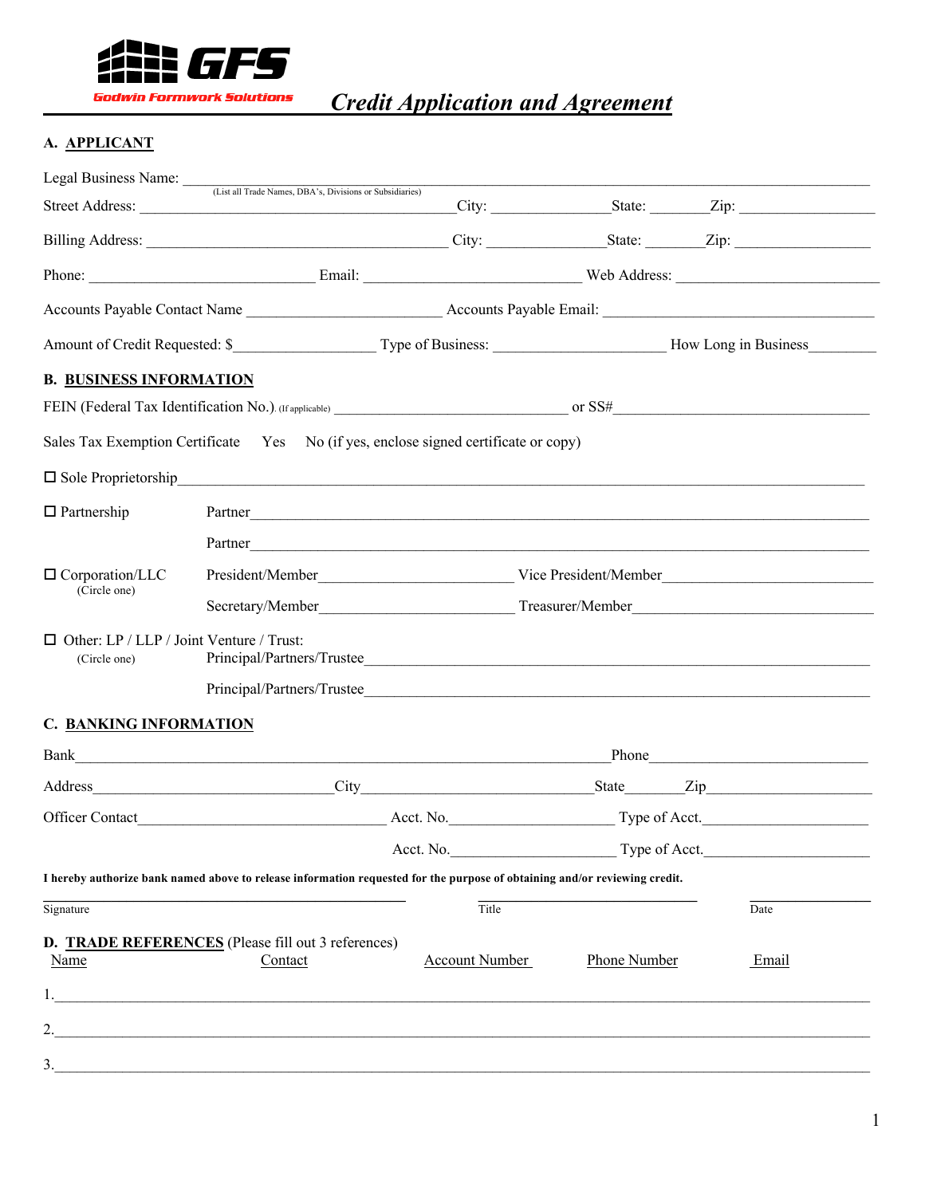# GFS

Godwin Formwork Solutions

## *Credit Application and Agreement*

### A. APPLICANT

Legal Business Name: ______________________________________________
(List all Trade Names, DBA's, Divisions or Subsidiaries)

Street Address: ______________________ City: ____________ State: ______ Zip: ____________

Billing Address: ______________________ City: ____________ State: ______ Zip: ____________

Phone: ____________________ Email: ____________________ Web Address: ____________________

Accounts Payable Contact Name ____________________ Accounts Payable Email: ____________________

Amount of Credit Requested: $____________ Type of Business: ______________ How Long in Business________

### B. BUSINESS INFORMATION

FEIN (Federal Tax Identification No.). (If applicable) ______________________ or SS#______________________

Sales Tax Exemption Certificate   Yes   No (if yes, enclose signed certificate or copy)

☐ Sole Proprietorship______________________________________________

☐ Partnership   Partner______________________________________________

Partner______________________________________________

☐ Corporation/LLC (Circle one)   President/Member____________________ Vice President/Member____________________

Secretary/Member____________________ Treasurer/Member____________________

☐ Other: LP / LLP / Joint Venture / Trust: (Circle one)
Principal/Partners/Trustee______________________________________________

Principal/Partners/Trustee______________________________________________

### C. BANKING INFORMATION

Bank______________________________________________ Phone____________________

Address____________________ City____________________ State________ Zip____________

Officer Contact____________________ Acct. No.______________ Type of Acct.______________

Acct. No.______________ Type of Acct.______________

**I hereby authorize bank named above to release information requested for the purpose of obtaining and/or reviewing credit.**

______________________________ ____________________ ____________
Signature Title Date

### D. TRADE REFERENCES (Please fill out 3 references)

| Name | Contact | Account Number | Phone Number | Email |
|---|---|---|---|---|
| 1. | | | | |
| 2. | | | | |
| 3. | | | | |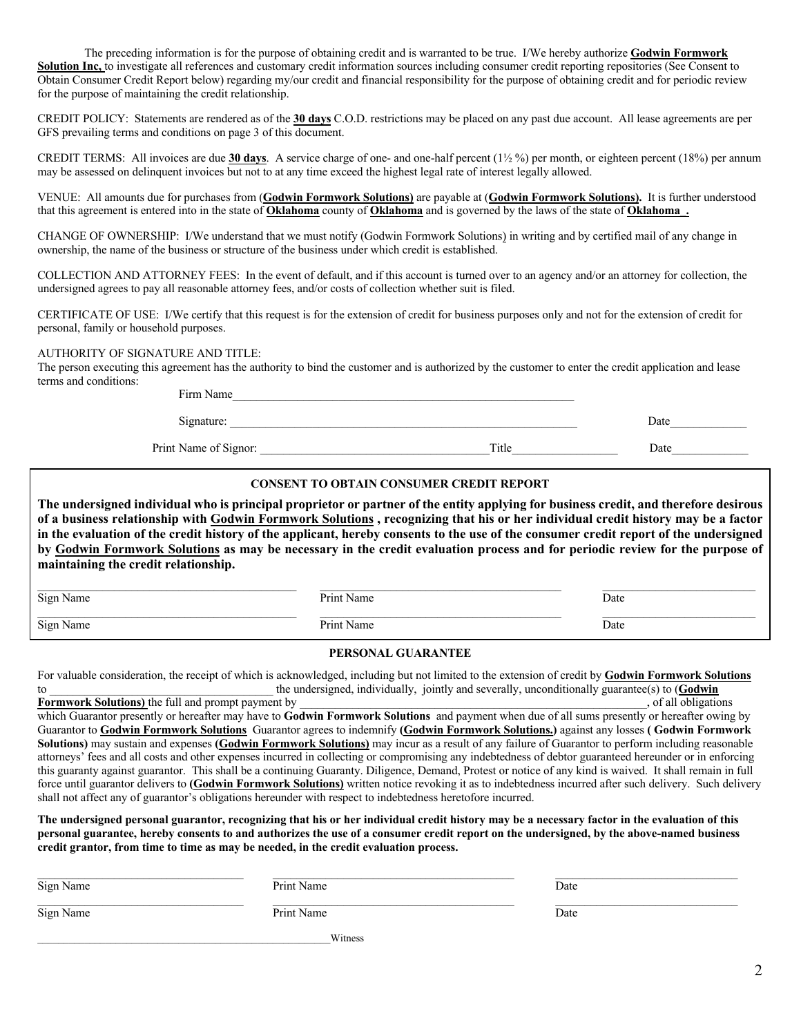The preceding information is for the purpose of obtaining credit and is warranted to be true. I/We hereby authorize **Godwin Formwork Solution Inc,** to investigate all references and customary credit information sources including consumer credit reporting repositories (See Consent to Obtain Consumer Credit Report below) regarding my/our credit and financial responsibility for the purpose of obtaining credit and for periodic review for the purpose of maintaining the credit relationship.

CREDIT POLICY: Statements are rendered as of the **30 days** C.O.D. restrictions may be placed on any past due account. All lease agreements are per GFS prevailing terms and conditions on page 3 of this document.

CREDIT TERMS: All invoices are due **30 days**. A service charge of one- and one-half percent (1½ %) per month, or eighteen percent (18%) per annum may be assessed on delinquent invoices but not to at any time exceed the highest legal rate of interest legally allowed.

VENUE: All amounts due for purchases from (**Godwin Formwork Solutions)** are payable at (**Godwin Formwork Solutions).** It is further understood that this agreement is entered into in the state of **Oklahoma** county of **Oklahoma** and is governed by the laws of the state of **Oklahoma .**

CHANGE OF OWNERSHIP: I/We understand that we must notify (Godwin Formwork Solutions) in writing and by certified mail of any change in ownership, the name of the business or structure of the business under which credit is established.

COLLECTION AND ATTORNEY FEES: In the event of default, and if this account is turned over to an agency and/or an attorney for collection, the undersigned agrees to pay all reasonable attorney fees, and/or costs of collection whether suit is filed.

CERTIFICATE OF USE: I/We certify that this request is for the extension of credit for business purposes only and not for the extension of credit for personal, family or household purposes.

AUTHORITY OF SIGNATURE AND TITLE:
The person executing this agreement has the authority to bind the customer and is authorized by the customer to enter the credit application and lease terms and conditions:

Firm Name\_\_\_\_\_\_\_\_\_\_\_\_\_\_\_\_\_\_\_\_\_\_\_\_\_\_\_\_\_\_\_\_\_\_\_\_\_\_\_\_

Signature: \_\_\_\_\_\_\_\_\_\_\_\_\_\_\_\_\_\_\_\_\_\_\_\_\_\_\_\_\_\_\_\_\_\_\_\_\_\_\_\_ Date\_\_\_\_\_\_\_\_\_\_

Print Name of Signor: \_\_\_\_\_\_\_\_\_\_\_\_\_\_\_\_\_\_\_\_\_\_\_\_\_\_ Title\_\_\_\_\_\_\_\_\_\_\_\_ Date\_\_\_\_\_\_\_\_\_\_

### CONSENT TO OBTAIN CONSUMER CREDIT REPORT

**The undersigned individual who is principal proprietor or partner of the entity applying for business credit, and therefore desirous of a business relationship with Godwin Formwork Solutions , recognizing that his or her individual credit history may be a factor in the evaluation of the credit history of the applicant, hereby consents to the use of the consumer credit report of the undersigned by Godwin Formwork Solutions as may be necessary in the credit evaluation process and for periodic review for the purpose of maintaining the credit relationship.**

| Sign Name | Print Name | Date |
|---|---|---|
| Sign Name | Print Name | Date |

### PERSONAL GUARANTEE

For valuable consideration, the receipt of which is acknowledged, including but not limited to the extension of credit by **Godwin Formwork Solutions** to \_\_\_\_\_\_\_\_\_\_\_\_\_\_\_\_\_\_\_\_\_\_\_\_\_\_ the undersigned, individually, jointly and severally, unconditionally guarantee(s) to (**Godwin Formwork Solutions)** the full and prompt payment by \_\_\_\_\_\_\_\_\_\_\_\_\_\_\_\_\_\_\_\_\_\_\_\_\_\_\_\_\_\_\_\_\_\_\_\_, of all obligations which Guarantor presently or hereafter may have to **Godwin Formwork Solutions** and payment when due of all sums presently or hereafter owing by Guarantor to **Godwin Formwork Solutions** Guarantor agrees to indemnify **(Godwin Formwork Solutions.)** against any losses **( Godwin Formwork Solutions)** may sustain and expenses **(Godwin Formwork Solutions)** may incur as a result of any failure of Guarantor to perform including reasonable attorneys' fees and all costs and other expenses incurred in collecting or compromising any indebtedness of debtor guaranteed hereunder or in enforcing this guaranty against guarantor. This shall be a continuing Guaranty. Diligence, Demand, Protest or notice of any kind is waived. It shall remain in full force until guarantor delivers to **(Godwin Formwork Solutions)** written notice revoking it as to indebtedness incurred after such delivery. Such delivery shall not affect any of guarantor's obligations hereunder with respect to indebtedness heretofore incurred.

**The undersigned personal guarantor, recognizing that his or her individual credit history may be a necessary factor in the evaluation of this personal guarantee, hereby consents to and authorizes the use of a consumer credit report on the undersigned, by the above-named business credit grantor, from time to time as may be needed, in the credit evaluation process.**

| Sign Name | Print Name | Date |
|---|---|---|
| Sign Name | Print Name | Date |

\_\_\_\_\_\_\_\_\_\_\_\_\_\_\_\_\_\_\_\_\_\_\_\_\_\_\_\_\_\_\_\_\_\_\_\_ Witness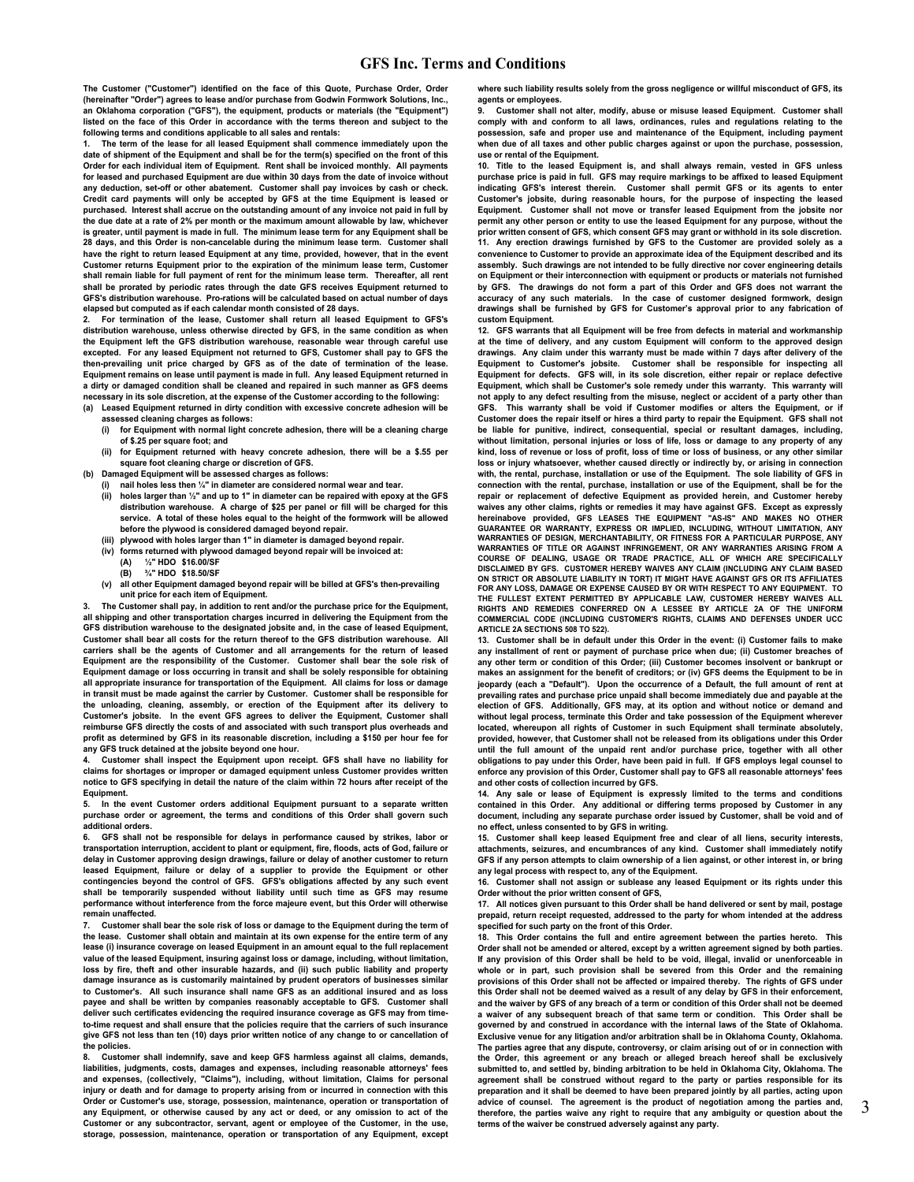# GFS Inc. Terms and Conditions

**The Customer ("Customer") identified on the face of this Quote, Purchase Order, Order (hereinafter "Order") agrees to lease and/or purchase from Godwin Formwork Solutions, Inc., an Oklahoma corporation ("GFS"), the equipment, products or materials (the "Equipment") listed on the face of this Order in accordance with the terms thereon and subject to the following terms and conditions applicable to all sales and rentals:**

**1. The term of the lease for all leased Equipment shall commence immediately upon the date of shipment of the Equipment and shall be for the term(s) specified on the front of this Order for each individual item of Equipment. Rent shall be invoiced monthly. All payments for leased and purchased Equipment are due within 30 days from the date of invoice without any deduction, set-off or other abatement. Customer shall pay invoices by cash or check. Credit card payments will only be accepted by GFS at the time Equipment is leased or purchased. Interest shall accrue on the outstanding amount of any invoice not paid in full by the due date at a rate of 2% per month or the maximum amount allowable by law, whichever is greater, until payment is made in full. The minimum lease term for any Equipment shall be 28 days, and this Order is non-cancelable during the minimum lease term. Customer shall have the right to return leased Equipment at any time, provided, however, that in the event Customer returns Equipment prior to the expiration of the minimum lease term, Customer shall remain liable for full payment of rent for the minimum lease term. Thereafter, all rent shall be prorated by periodic rates through the date GFS receives Equipment returned to GFS's distribution warehouse. Pro-rations will be calculated based on actual number of days elapsed but computed as if each calendar month consisted of 28 days.**

**2. For termination of the lease, Customer shall return all leased Equipment to GFS's distribution warehouse, unless otherwise directed by GFS, in the same condition as when the Equipment left the GFS distribution warehouse, reasonable wear through careful use excepted. For any leased Equipment not returned to GFS, Customer shall pay to GFS the then-prevailing unit price charged by GFS as of the date of termination of the lease. Equipment remains on lease until payment is made in full. Any leased Equipment returned in a dirty or damaged condition shall be cleaned and repaired in such manner as GFS deems necessary in its sole discretion, at the expense of the Customer according to the following:**

**(a) Leased Equipment returned in dirty condition with excessive concrete adhesion will be assessed cleaning charges as follows:**
   - **(i) for Equipment with normal light concrete adhesion, there will be a cleaning charge of $.25 per square foot; and**
   - **(ii) for Equipment returned with heavy concrete adhesion, there will be a $.55 per square foot cleaning charge or discretion of GFS.**

**(b) Damaged Equipment will be assessed charges as follows:**
   - **(i) nail holes less then ¼" in diameter are considered normal wear and tear.**
   - **(ii) holes larger than ½" and up to 1" in diameter can be repaired with epoxy at the GFS distribution warehouse. A charge of $25 per panel or fill will be charged for this service. A total of these holes equal to the height of the formwork will be allowed before the plywood is considered damaged beyond repair.**
   - **(iii) plywood with holes larger than 1" in diameter is damaged beyond repair.**
   - **(iv) forms returned with plywood damaged beyond repair will be invoiced at:**
     - **(A) ½" HDO $16.00/SF**
     - **(B) ¾" HDO $18.50/SF**
   - **(v) all other Equipment damaged beyond repair will be billed at GFS's then-prevailing unit price for each item of Equipment.**

**3. The Customer shall pay, in addition to rent and/or the purchase price for the Equipment, all shipping and other transportation charges incurred in delivering the Equipment from the GFS distribution warehouse to the designated jobsite and, in the case of leased Equipment, Customer shall bear all costs for the return thereof to the GFS distribution warehouse. All carriers shall be the agents of Customer and all arrangements for the return of leased Equipment are the responsibility of the Customer. Customer shall bear the sole risk of Equipment damage or loss occurring in transit and shall be solely responsible for obtaining all appropriate insurance for transportation of the Equipment. All claims for loss or damage in transit must be made against the carrier by Customer. Customer shall be responsible for the unloading, cleaning, assembly, or erection of the Equipment after its delivery to Customer's jobsite. In the event GFS agrees to deliver the Equipment, Customer shall reimburse GFS directly the costs of and associated with such transport plus overheads and profit as determined by GFS in its reasonable discretion, including a $150 per hour fee for any GFS truck detained at the jobsite beyond one hour.**

**4. Customer shall inspect the Equipment upon receipt. GFS shall have no liability for claims for shortages or improper or damaged equipment unless Customer provides written notice to GFS specifying in detail the nature of the claim within 72 hours after receipt of the Equipment.**

**5. In the event Customer orders additional Equipment pursuant to a separate written purchase order or agreement, the terms and conditions of this Order shall govern such additional orders.**

**6. GFS shall not be responsible for delays in performance caused by strikes, labor or transportation interruption, accident to plant or equipment, fire, floods, acts of God, failure or delay in Customer approving design drawings, failure or delay of another customer to return leased Equipment, failure or delay of a supplier to provide the Equipment or other contingencies beyond the control of GFS. GFS's obligations affected by any such event shall be temporarily suspended without liability until such time as GFS may resume performance without interference from the force majeure event, but this Order will otherwise remain unaffected.**

**7. Customer shall bear the sole risk of loss or damage to the Equipment during the term of the lease. Customer shall obtain and maintain at its own expense for the entire term of any lease (i) insurance coverage on leased Equipment in an amount equal to the full replacement value of the leased Equipment, insuring against loss or damage, including, without limitation, loss by fire, theft and other insurable hazards, and (ii) such public liability and property damage insurance as is customarily maintained by prudent operators of businesses similar to Customer's. All such insurance shall name GFS as an additional insured and as loss payee and shall be written by companies reasonably acceptable to GFS. Customer shall deliver such certificates evidencing the required insurance coverage as GFS may from time-to-time request and shall ensure that the policies require that the carriers of such insurance give GFS not less than ten (10) days prior written notice of any change to or cancellation of the policies.**

**8. Customer shall indemnify, save and keep GFS harmless against all claims, demands, liabilities, judgments, costs, damages and expenses, including reasonable attorneys' fees and expenses, (collectively, "Claims"), including, without limitation, Claims for personal injury or death and for damage to property arising from or incurred in connection with this Order or Customer's use, storage, possession, maintenance, operation or transportation of any Equipment, or otherwise caused by any act or deed, or any omission to act of the Customer or any subcontractor, servant, agent or employee of the Customer, in the use, storage, possession, maintenance, operation or transportation of any Equipment, except where such liability results solely from the gross negligence or willful misconduct of GFS, its agents or employees.**

**9. Customer shall not alter, modify, abuse or misuse leased Equipment. Customer shall comply with and conform to all laws, ordinances, rules and regulations relating to the possession, safe and proper use and maintenance of the Equipment, including payment when due of all taxes and other public charges against or upon the purchase, possession, use or rental of the Equipment.**

**10. Title to the leased Equipment is, and shall always remain, vested in GFS unless purchase price is paid in full. GFS may require markings to be affixed to leased Equipment indicating GFS's interest therein. Customer shall permit GFS or its agents to enter Customer's jobsite, during reasonable hours, for the purpose of inspecting the leased Equipment. Customer shall not move or transfer leased Equipment from the jobsite nor permit any other person or entity to use the leased Equipment for any purpose, without the prior written consent of GFS, which consent GFS may grant or withhold in its sole discretion.**

**11. Any erection drawings furnished by GFS to the Customer are provided solely as a convenience to Customer to provide an approximate idea of the Equipment described and its assembly. Such drawings are not intended to be fully directive nor cover engineering details on Equipment or their interconnection with equipment or products or materials not furnished by GFS. The drawings do not form a part of this Order and GFS does not warrant the accuracy of any such materials. In the case of customer designed formwork, design drawings shall be furnished by GFS for Customer's approval prior to any fabrication of custom Equipment.**

**12. GFS warrants that all Equipment will be free from defects in material and workmanship at the time of delivery, and any custom Equipment will conform to the approved design drawings. Any claim under this warranty must be made within 7 days after delivery of the Equipment to Customer's jobsite. Customer shall be responsible for inspecting all Equipment for defects. GFS will, in its sole discretion, either repair or replace defective Equipment, which shall be Customer's sole remedy under this warranty. This warranty will not apply to any defect resulting from the misuse, neglect or accident of a party other than GFS. This warranty shall be void if Customer modifies or alters the Equipment, or if Customer does the repair itself or hires a third party to repair the Equipment. GFS shall not be liable for punitive, indirect, consequential, special or resultant damages, including, without limitation, personal injuries or loss of life, loss or damage to any property of any kind, loss of revenue or loss of profit, loss of time or loss of business, or any other similar loss or injury whatsoever, whether caused directly or indirectly by, or arising in connection with, the rental, purchase, installation or use of the Equipment. The sole liability of GFS in connection with the rental, purchase, installation or use of the Equipment, shall be for the repair or replacement of defective Equipment as provided herein, and Customer hereby waives any other claims, rights or remedies it may have against GFS. Except as expressly hereinabove provided, GFS LEASES THE EQUIPMENT "AS-IS" AND MAKES NO OTHER GUARANTEE OR WARRANTY, EXPRESS OR IMPLIED, INCLUDING, WITHOUT LIMITATION, ANY WARRANTIES OF DESIGN, MERCHANTABILITY, OR FITNESS FOR A PARTICULAR PURPOSE, ANY WARRANTIES OF TITLE OR AGAINST INFRINGEMENT, OR ANY WARRANTIES ARISING FROM A COURSE OF DEALING, USAGE OR TRADE PRACTICE, ALL OF WHICH ARE SPECIFICALLY DISCLAIMED BY GFS. CUSTOMER HEREBY WAIVES ANY CLAIM (INCLUDING ANY CLAIM BASED ON STRICT OR ABSOLUTE LIABILITY IN TORT) IT MIGHT HAVE AGAINST GFS OR ITS AFFILIATES FOR ANY LOSS, DAMAGE OR EXPENSE CAUSED BY OR WITH RESPECT TO ANY EQUIPMENT. TO THE FULLEST EXTENT PERMITTED BY APPLICABLE LAW, CUSTOMER HEREBY WAIVES ALL RIGHTS AND REMEDIES CONFERRED ON A LESSEE BY ARTICLE 2A OF THE UNIFORM COMMERCIAL CODE (INCLUDING CUSTOMER'S RIGHTS, CLAIMS AND DEFENSES UNDER UCC ARTICLE 2A SECTIONS 508 TO 522).**

**13. Customer shall be in default under this Order in the event: (i) Customer fails to make any installment of rent or payment of purchase price when due; (ii) Customer breaches of any other term or condition of this Order; (iii) Customer becomes insolvent or bankrupt or makes an assignment for the benefit of creditors; or (iv) GFS deems the Equipment to be in jeopardy (each a "Default"). Upon the occurrence of a Default, the full amount of rent at prevailing rates and purchase price unpaid shall become immediately due and payable at the election of GFS. Additionally, GFS may, at its option and without notice or demand and without legal process, terminate this Order and take possession of the Equipment wherever located, whereupon all rights of Customer in such Equipment shall terminate absolutely, provided, however, that Customer shall not be released from its obligations under this Order until the full amount of the unpaid rent and/or purchase price, together with all other obligations to pay under this Order, have been paid in full. If GFS employs legal counsel to enforce any provision of this Order, Customer shall pay to GFS all reasonable attorneys' fees and other costs of collection incurred by GFS.**

**14. Any sale or lease of Equipment is expressly limited to the terms and conditions contained in this Order. Any additional or differing terms proposed by Customer in any document, including any separate purchase order issued by Customer, shall be void and of no effect, unless consented to by GFS in writing.**

**15. Customer shall keep leased Equipment free and clear of all liens, security interests, attachments, seizures, and encumbrances of any kind. Customer shall immediately notify GFS if any person attempts to claim ownership of a lien against, or other interest in, or bring any legal process with respect to, any of the Equipment.**

**16. Customer shall not assign or sublease any leased Equipment or its rights under this Order without the prior written consent of GFS,**

**17. All notices given pursuant to this Order shall be hand delivered or sent by mail, postage prepaid, return receipt requested, addressed to the party for whom intended at the address specified for such party on the front of this Order.**

**18. This Order contains the full and entire agreement between the parties hereto. This Order shall not be amended or altered, except by a written agreement signed by both parties. If any provision of this Order shall be held to be void, illegal, invalid or unenforceable in whole or in part, such provision shall be severed from this Order and the remaining provisions of this Order shall not be affected or impaired thereby. The rights of GFS under this Order shall not be deemed waived as a result of any delay by GFS in their enforcement, and the waiver by GFS of any breach of a term or condition of this Order shall not be deemed a waiver of any subsequent breach of that same term or condition. This Order shall be governed by and construed in accordance with the internal laws of the State of Oklahoma. Exclusive venue for any litigation and/or arbitration shall be in Oklahoma County, Oklahoma. The parties agree that any dispute, controversy, or claim arising out of or in connection with the Order, this agreement or any breach or alleged breach hereof shall be exclusively submitted to, and settled by, binding arbitration to be held in Oklahoma City, Oklahoma. The agreement shall be construed without regard to the party or parties responsible for its preparation and it shall be deemed to have been prepared jointly by all parties, acting upon advice of counsel. The agreement is the product of negotiation among the parties and, therefore, the parties waive any right to require that any ambiguity or question about the terms of the waiver be construed adversely against any party.**